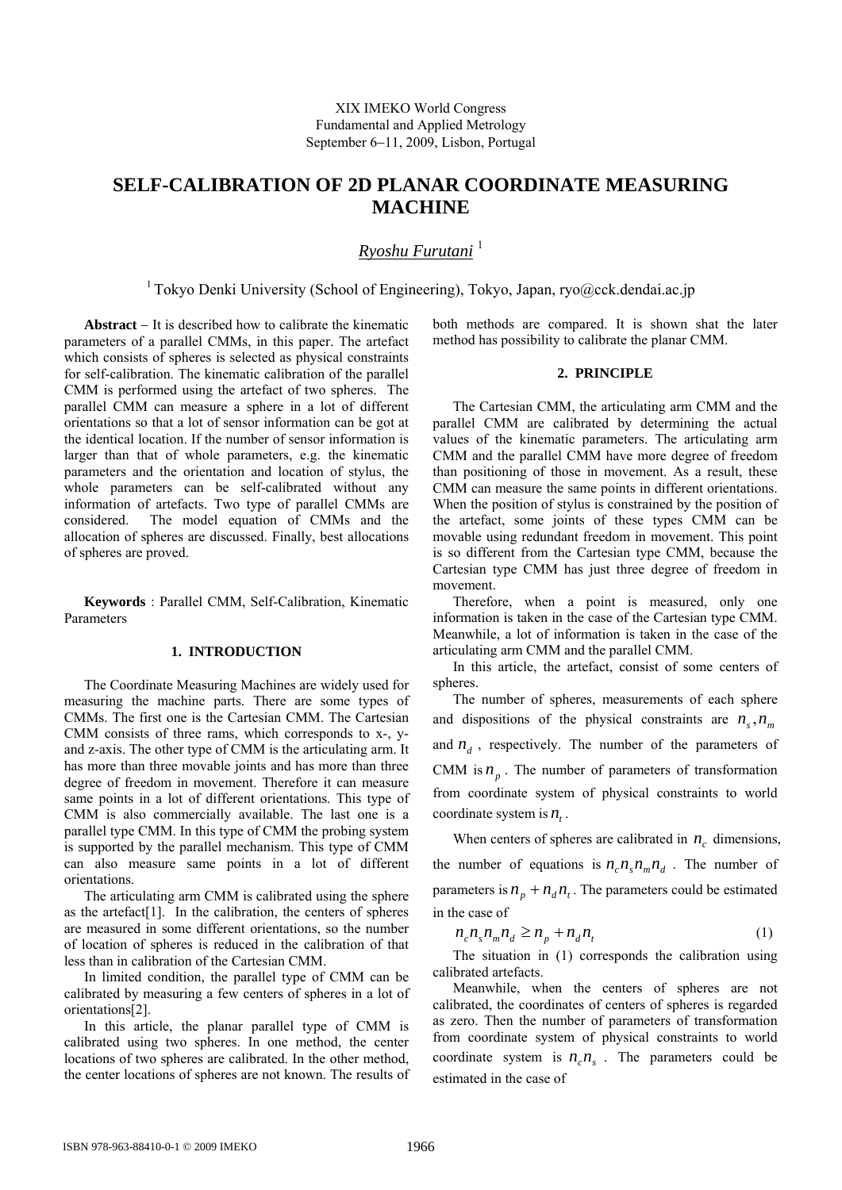XIX IMEKO World Congress
Fundamental and Applied Metrology
September 6−11, 2009, Lisbon, Portugal

# SELF-CALIBRATION OF 2D PLANAR COORDINATE MEASURING MACHINE

*Ryoshu Furutani* [1]

[1] Tokyo Denki University (School of Engineering), Tokyo, Japan, ryo@cck.dendai.ac.jp

**Abstract** – It is described how to calibrate the kinematic parameters of a parallel CMMs, in this paper. The artefact which consists of spheres is selected as physical constraints for self-calibration. The kinematic calibration of the parallel CMM is performed using the artefact of two spheres. The parallel CMM can measure a sphere in a lot of different orientations so that a lot of sensor information can be got at the identical location. If the number of sensor information is larger than that of whole parameters, e.g. the kinematic parameters and the orientation and location of stylus, the whole parameters can be self-calibrated without any information of artefacts. Two type of parallel CMMs are considered. The model equation of CMMs and the allocation of spheres are discussed. Finally, best allocations of spheres are proved.

**Keywords** : Parallel CMM, Self-Calibration, Kinematic Parameters

## 1. INTRODUCTION

The Coordinate Measuring Machines are widely used for measuring the machine parts. There are some types of CMMs. The first one is the Cartesian CMM. The Cartesian CMM consists of three rams, which corresponds to x-, y- and z-axis. The other type of CMM is the articulating arm. It has more than three movable joints and has more than three degree of freedom in movement. Therefore it can measure same points in a lot of different orientations. This type of CMM is also commercially available. The last one is a parallel type CMM. In this type of CMM the probing system is supported by the parallel mechanism. This type of CMM can also measure same points in a lot of different orientations.

The articulating arm CMM is calibrated using the sphere as the artefact[1]. In the calibration, the centers of spheres are measured in some different orientations, so the number of location of spheres is reduced in the calibration of that less than in calibration of the Cartesian CMM.

In limited condition, the parallel type of CMM can be calibrated by measuring a few centers of spheres in a lot of orientations[2].

In this article, the planar parallel type of CMM is calibrated using two spheres. In one method, the center locations of two spheres are calibrated. In the other method, the center locations of spheres are not known. The results of both methods are compared. It is shown shat the later method has possibility to calibrate the planar CMM.

## 2. PRINCIPLE

The Cartesian CMM, the articulating arm CMM and the parallel CMM are calibrated by determining the actual values of the kinematic parameters. The articulating arm CMM and the parallel CMM have more degree of freedom than positioning of those in movement. As a result, these CMM can measure the same points in different orientations. When the position of stylus is constrained by the position of the artefact, some joints of these types CMM can be movable using redundant freedom in movement. This point is so different from the Cartesian type CMM, because the Cartesian type CMM has just three degree of freedom in movement.

Therefore, when a point is measured, only one information is taken in the case of the Cartesian type CMM. Meanwhile, a lot of information is taken in the case of the articulating arm CMM and the parallel CMM.

In this article, the artefact, consist of some centers of spheres.

The number of spheres, measurements of each sphere and dispositions of the physical constraints are $n_s, n_m$ and $n_d$ , respectively. The number of the parameters of CMM is $n_p$ . The number of parameters of transformation from coordinate system of physical constraints to world coordinate system is $n_t$ .

When centers of spheres are calibrated in $n_c$ dimensions, the number of equations is $n_c n_s n_m n_d$ . The number of parameters is $n_p + n_d n_t$ . The parameters could be estimated in the case of

$$n_c n_s n_m n_d \geq n_p + n_d n_t \tag{1}$$

The situation in (1) corresponds the calibration using calibrated artefacts.

Meanwhile, when the centers of spheres are not calibrated, the coordinates of centers of spheres is regarded as zero. Then the number of parameters of transformation from coordinate system of physical constraints to world coordinate system is $n_c n_s$ . The parameters could be estimated in the case of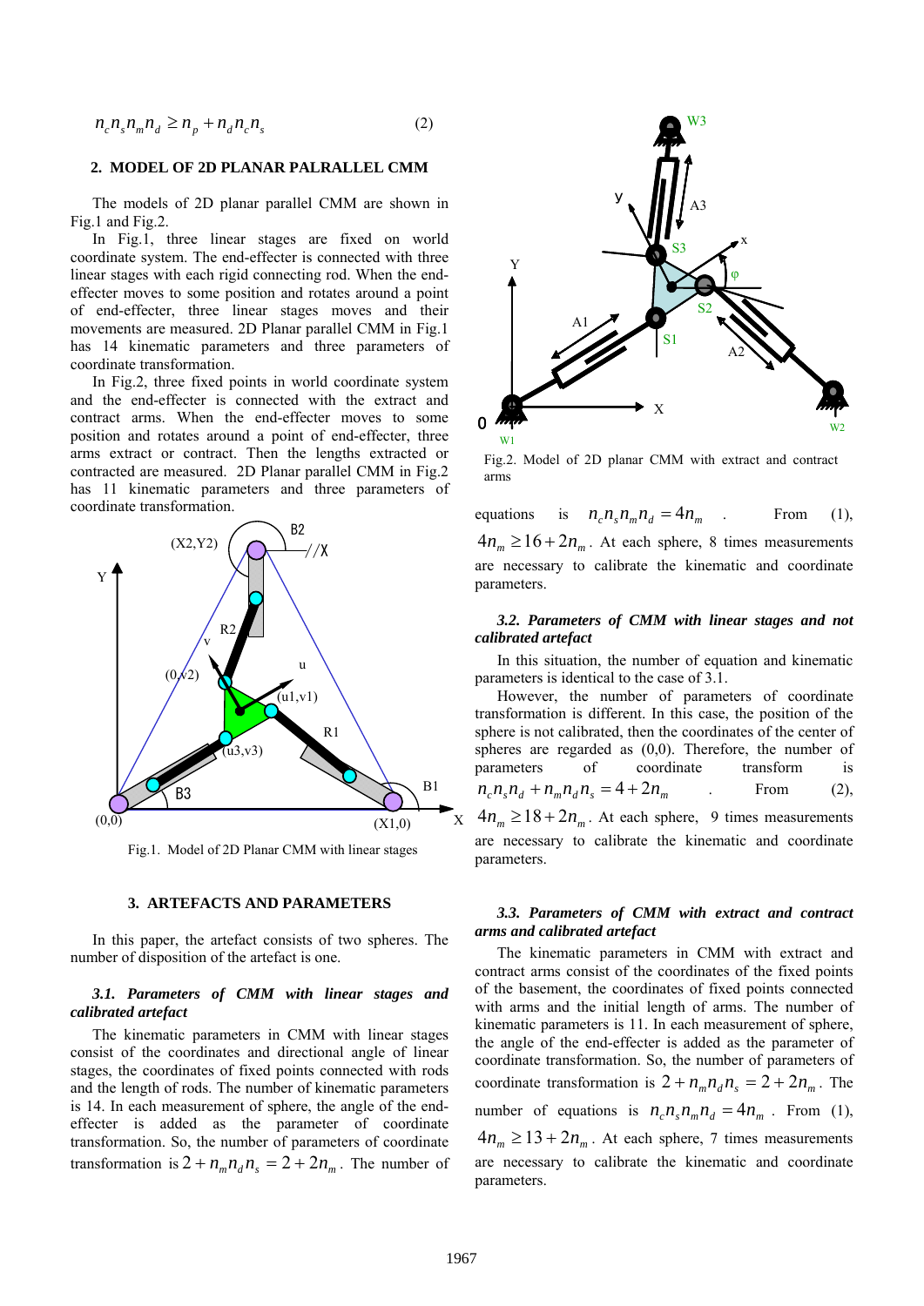$$n_c n_s n_m n_d \geq n_p + n_d n_c n_s \quad (2)$$

## 2. MODEL OF 2D PLANAR PALRALLEL CMM

The models of 2D planar parallel CMM are shown in Fig.1 and Fig.2.

In Fig.1, three linear stages are fixed on world coordinate system. The end-effecter is connected with three linear stages with each rigid connecting rod. When the end-effecter moves to some position and rotates around a point of end-effecter, three linear stages moves and their movements are measured. 2D Planar parallel CMM in Fig.1 has 14 kinematic parameters and three parameters of coordinate transformation.

In Fig.2, three fixed points in world coordinate system and the end-effecter is connected with the extract and contract arms. When the end-effecter moves to some position and rotates around a point of end-effecter, three arms extract or contract. Then the lengths extracted or contracted are measured. 2D Planar parallel CMM in Fig.2 has 11 kinematic parameters and three parameters of coordinate transformation.

Fig.1. Model of 2D Planar CMM with linear stages

Fig.2. Model of 2D planar CMM with extract and contract arms

## 3. ARTEFACTS AND PARAMETERS

In this paper, the artefact consists of two spheres. The number of disposition of the artefact is one.

### *3.1. Parameters of CMM with linear stages and calibrated artefact*

The kinematic parameters in CMM with linear stages consist of the coordinates and directional angle of linear stages, the coordinates of fixed points connected with rods and the length of rods. The number of kinematic parameters is 14. In each measurement of sphere, the angle of the end-effecter is added as the parameter of coordinate transformation. So, the number of parameters of coordinate transformation is $2 + n_m n_d n_s = 2 + 2n_m$. The number of equations is $n_c n_s n_m n_d = 4n_m$. From (1), $4n_m \geq 16 + 2n_m$. At each sphere, 8 times measurements are necessary to calibrate the kinematic and coordinate parameters.

### *3.2. Parameters of CMM with linear stages and not calibrated artefact*

In this situation, the number of equation and kinematic parameters is identical to the case of 3.1.

However, the number of parameters of coordinate transformation is different. In this case, the position of the sphere is not calibrated, then the coordinates of the center of spheres are regarded as (0,0). Therefore, the number of parameters of coordinate transform is $n_c n_s n_d + n_m n_d n_s = 4 + 2n_m$. From (2), $4n_m \geq 18 + 2n_m$. At each sphere, 9 times measurements are necessary to calibrate the kinematic and coordinate parameters.

### *3.3. Parameters of CMM with extract and contract arms and calibrated artefact*

The kinematic parameters in CMM with extract and contract arms consist of the coordinates of the fixed points of the basement, the coordinates of fixed points connected with arms and the initial length of arms. The number of kinematic parameters is 11. In each measurement of sphere, the angle of the end-effecter is added as the parameter of coordinate transformation. So, the number of parameters of coordinate transformation is $2 + n_m n_d n_s = 2 + 2n_m$. The number of equations is $n_c n_s n_m n_d = 4n_m$. From (1), $4n_m \geq 13 + 2n_m$. At each sphere, 7 times measurements are necessary to calibrate the kinematic and coordinate parameters.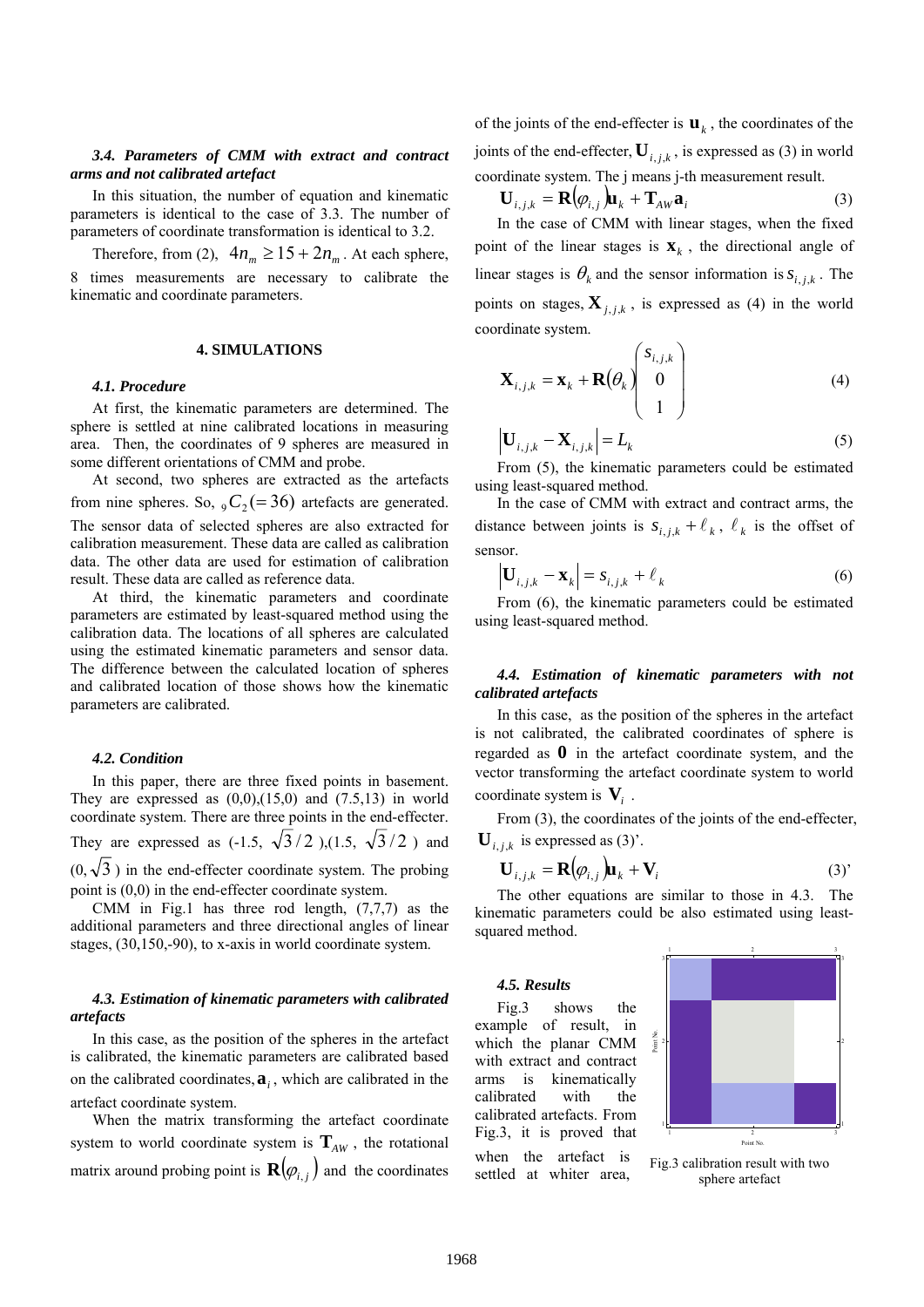### 3.4. Parameters of CMM with extract and contract arms and not calibrated artefact

In this situation, the number of equation and kinematic parameters is identical to the case of 3.3. The number of parameters of coordinate transformation is identical to 3.2.

Therefore, from (2), $4n_m \geq 15 + 2n_m$. At each sphere, 8 times measurements are necessary to calibrate the kinematic and coordinate parameters.

## 4. SIMULATIONS

### 4.1. Procedure

At first, the kinematic parameters are determined. The sphere is settled at nine calibrated locations in measuring area. Then, the coordinates of 9 spheres are measured in some different orientations of CMM and probe.

At second, two spheres are extracted as the artefacts from nine spheres. So, ${}_9C_2 (= 36)$ artefacts are generated. The sensor data of selected spheres are also extracted for calibration measurement. These data are called as calibration data. The other data are used for estimation of calibration result. These data are called as reference data.

At third, the kinematic parameters and coordinate parameters are estimated by least-squared method using the calibration data. The locations of all spheres are calculated using the estimated kinematic parameters and sensor data. The difference between the calculated location of spheres and calibrated location of those shows how the kinematic parameters are calibrated.

### 4.2. Condition

In this paper, there are three fixed points in basement. They are expressed as (0,0),(15,0) and (7.5,13) in world coordinate system. There are three points in the end-effecter. They are expressed as (-1.5, $\sqrt{3}/2$ ),(1.5, $\sqrt{3}/2$ ) and (0, $\sqrt{3}$ ) in the end-effecter coordinate system. The probing point is (0,0) in the end-effecter coordinate system.

CMM in Fig.1 has three rod length, (7,7,7) as the additional parameters and three directional angles of linear stages, (30,150,-90), to x-axis in world coordinate system.

### 4.3. Estimation of kinematic parameters with calibrated artefacts

In this case, as the position of the spheres in the artefact is calibrated, the kinematic parameters are calibrated based on the calibrated coordinates, $\mathbf{a}_i$, which are calibrated in the artefact coordinate system.

When the matrix transforming the artefact coordinate system to world coordinate system is $\mathbf{T}_{AW}$, the rotational matrix around probing point is $\mathbf{R}(\varphi_{i,j})$ and the coordinates of the joints of the end-effecter is $\mathbf{u}_k$, the coordinates of the joints of the end-effecter, $\mathbf{U}_{i,j,k}$, is expressed as (3) in world coordinate system. The j means j-th measurement result.

$$\mathbf{U}_{i,j,k} = \mathbf{R}(\varphi_{i,j})\mathbf{u}_k + \mathbf{T}_{AW}\mathbf{a}_i \tag{3}$$

In the case of CMM with linear stages, when the fixed point of the linear stages is $\mathbf{x}_k$, the directional angle of linear stages is $\theta_k$ and the sensor information is $s_{i,j,k}$. The points on stages, $\mathbf{X}_{j,j,k}$, is expressed as (4) in the world coordinate system.

$$\mathbf{X}_{i,j,k} = \mathbf{x}_k + \mathbf{R}(\theta_k)\begin{pmatrix} s_{i,j,k} \\ 0 \\ 1 \end{pmatrix} \tag{4}$$

$$\left|\mathbf{U}_{i,j,k} - \mathbf{X}_{i,j,k}\right| = L_k \tag{5}$$

From (5), the kinematic parameters could be estimated using least-squared method.

In the case of CMM with extract and contract arms, the distance between joints is $s_{i,j,k} + \ell_k$, $\ell_k$ is the offset of sensor.

$$\left|\mathbf{U}_{i,j,k} - \mathbf{x}_k\right| = s_{i,j,k} + \ell_k \tag{6}$$

From (6), the kinematic parameters could be estimated using least-squared method.

### 4.4. Estimation of kinematic parameters with not calibrated artefacts

In this case, as the position of the spheres in the artefact is not calibrated, the calibrated coordinates of sphere is regarded as $\mathbf{0}$ in the artefact coordinate system, and the vector transforming the artefact coordinate system to world coordinate system is $\mathbf{V}_i$.

From (3), the coordinates of the joints of the end-effecter, $\mathbf{U}_{i,j,k}$ is expressed as (3)'.

$$\mathbf{U}_{i,j,k} = \mathbf{R}(\varphi_{i,j})\mathbf{u}_k + \mathbf{V}_i \tag{3'}$$

The other equations are similar to those in 4.3. The kinematic parameters could be also estimated using least-squared method.

### 4.5. Results

Fig.3 shows the example of result, in which the planar CMM with extract and contract arms is kinematically calibrated with the calibrated artefacts. From Fig.3, it is proved that when the artefact is settled at whiter area,

Fig.3 calibration result with two sphere artefact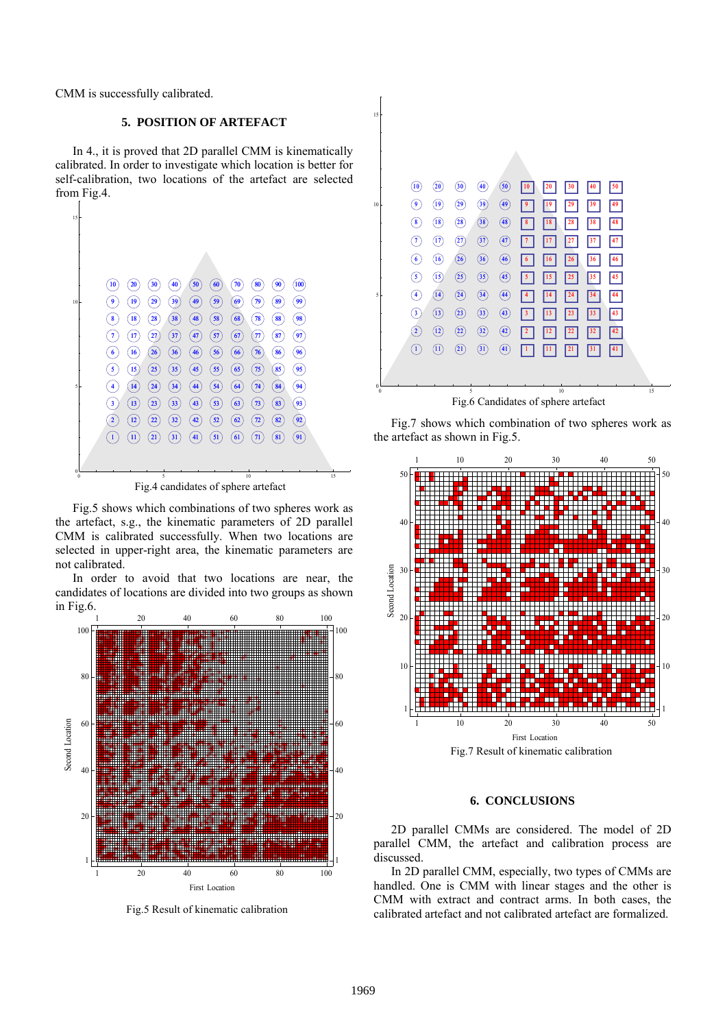CMM is successfully calibrated.

## 5. POSITION OF ARTEFACT

In 4., it is proved that 2D parallel CMM is kinematically calibrated. In order to investigate which location is better for self-calibration, two locations of the artefact are selected from Fig.4.

Fig.4 candidates of sphere artefact

Fig.5 shows which combinations of two spheres work as the artefact, s.g., the kinematic parameters of 2D parallel CMM is calibrated successfully. When two locations are selected in upper-right area, the kinematic parameters are not calibrated.

In order to avoid that two locations are near, the candidates of locations are divided into two groups as shown in Fig.6.

Fig.5 Result of kinematic calibration

Fig.6 Candidates of sphere artefact

Fig.7 shows which combination of two spheres work as the artefact as shown in Fig.5.

Fig.7 Result of kinematic calibration

## 6. CONCLUSIONS

2D parallel CMMs are considered. The model of 2D parallel CMM, the artefact and calibration process are discussed.

In 2D parallel CMM, especially, two types of CMMs are handled. One is CMM with linear stages and the other is CMM with extract and contract arms. In both cases, the calibrated artefact and not calibrated artefact are formalized.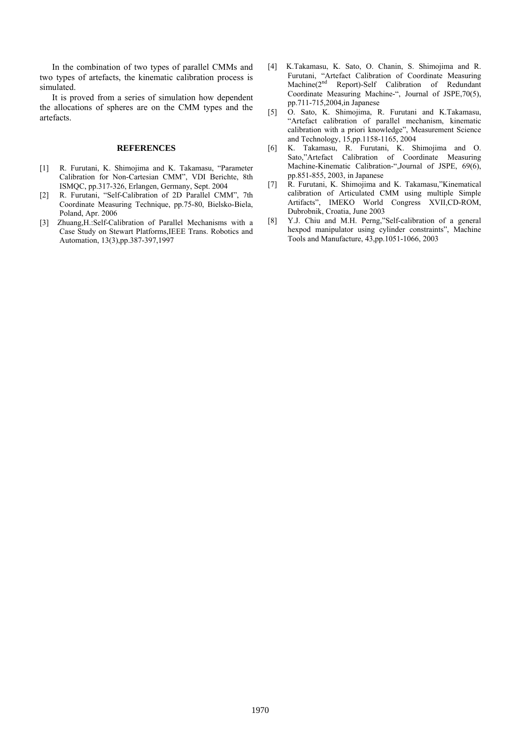In the combination of two types of parallel CMMs and two types of artefacts, the kinematic calibration process is simulated.

It is proved from a series of simulation how dependent the allocations of spheres are on the CMM types and the artefacts.

## REFERENCES

[1] R. Furutani, K. Shimojima and K. Takamasu, "Parameter Calibration for Non-Cartesian CMM", VDI Berichte, 8th ISMQC, pp.317-326, Erlangen, Germany, Sept. 2004

[2] R. Furutani, "Self-Calibration of 2D Parallel CMM", 7th Coordinate Measuring Technique, pp.75-80, Bielsko-Biela, Poland, Apr. 2006

[3] Zhuang,H.:Self-Calibration of Parallel Mechanisms with a Case Study on Stewart Platforms,IEEE Trans. Robotics and Automation, 13(3),pp.387-397,1997

[4] K.Takamasu, K. Sato, O. Chanin, S. Shimojima and R. Furutani, "Artefact Calibration of Coordinate Measuring Machine(2nd Report)-Self Calibration of Redundant Coordinate Measuring Machine-", Journal of JSPE,70(5), pp.711-715,2004,in Japanese

[5] O. Sato, K. Shimojima, R. Furutani and K.Takamasu, "Artefact calibration of parallel mechanism, kinematic calibration with a priori knowledge", Measurement Science and Technology, 15,pp.1158-1165, 2004

[6] K. Takamasu, R. Furutani, K. Shimojima and O. Sato,"Artefact Calibration of Coordinate Measuring Machine-Kinematic Calibration-",Journal of JSPE, 69(6), pp.851-855, 2003, in Japanese

[7] R. Furutani, K. Shimojima and K. Takamasu,"Kinematical calibration of Articulated CMM using multiple Simple Artifacts", IMEKO World Congress XVII,CD-ROM, Dubrobnik, Croatia, June 2003

[8] Y.J. Chiu and M.H. Perng,"Self-calibration of a general hexpod manipulator using cylinder constraints", Machine Tools and Manufacture, 43,pp.1051-1066, 2003